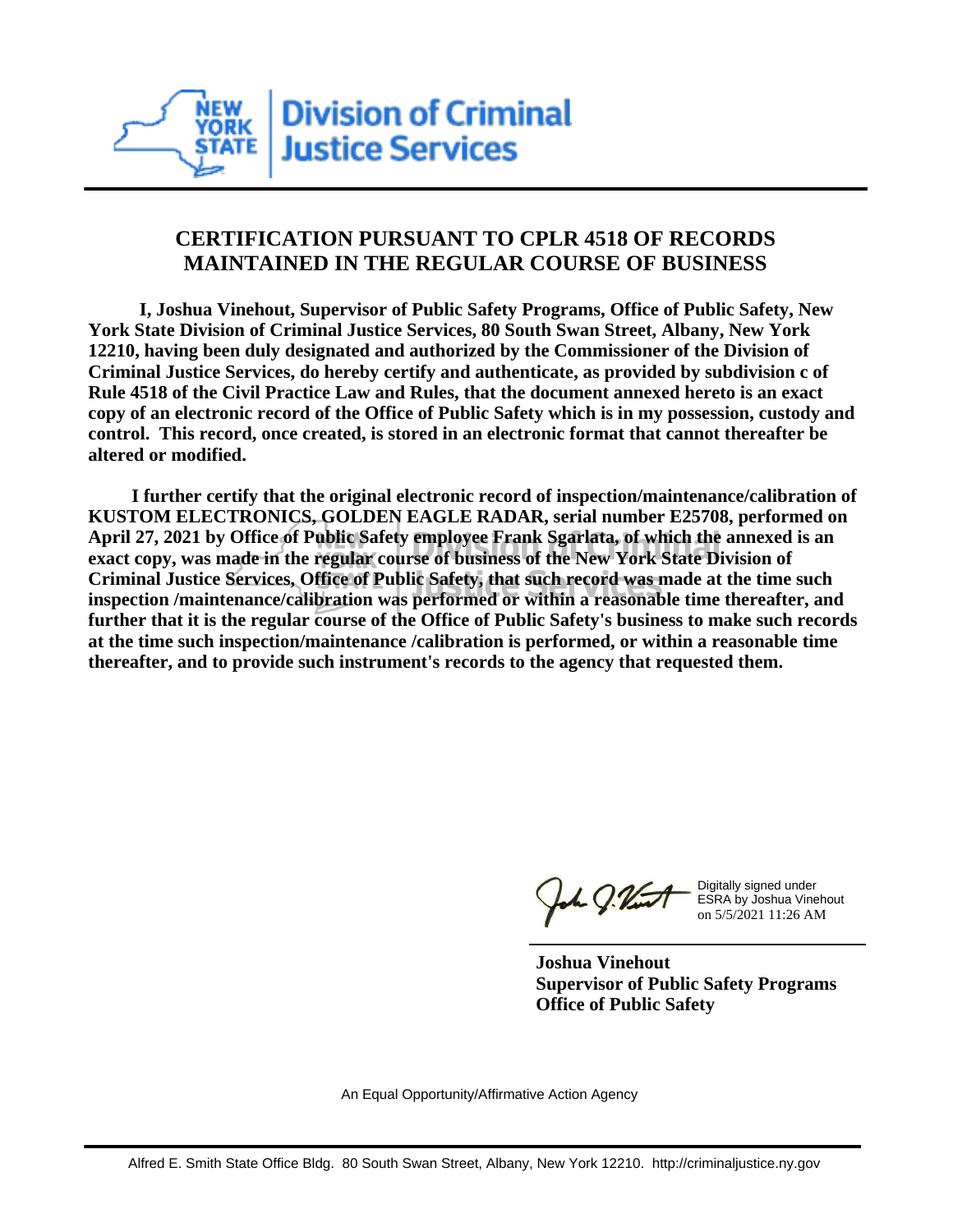New York State Division of Criminal Justice Services

## CERTIFICATION PURSUANT TO CPLR 4518 OF RECORDS MAINTAINED IN THE REGULAR COURSE OF BUSINESS

**I, Joshua Vinehout, Supervisor of Public Safety Programs, Office of Public Safety, New York State Division of Criminal Justice Services, 80 South Swan Street, Albany, New York 12210, having been duly designated and authorized by the Commissioner of the Division of Criminal Justice Services, do hereby certify and authenticate, as provided by subdivision c of Rule 4518 of the Civil Practice Law and Rules, that the document annexed hereto is an exact copy of an electronic record of the Office of Public Safety which is in my possession, custody and control. This record, once created, is stored in an electronic format that cannot thereafter be altered or modified.**

**I further certify that the original electronic record of inspection/maintenance/calibration of KUSTOM ELECTRONICS, GOLDEN EAGLE RADAR, serial number E25708, performed on April 27, 2021 by Office of Public Safety employee Frank Sgarlata, of which the annexed is an exact copy, was made in the regular course of business of the New York State Division of Criminal Justice Services, Office of Public Safety, that such record was made at the time such inspection /maintenance/calibration was performed or within a reasonable time thereafter, and further that it is the regular course of the Office of Public Safety's business to make such records at the time such inspection/maintenance /calibration is performed, or within a reasonable time thereafter, and to provide such instrument's records to the agency that requested them.**

Digitally signed under ESRA by Joshua Vinehout on 5/5/2021 11:26 AM

**Joshua Vinehout**
**Supervisor of Public Safety Programs**
**Office of Public Safety**

An Equal Opportunity/Affirmative Action Agency

Alfred E. Smith State Office Bldg. 80 South Swan Street, Albany, New York 12210. http://criminaljustice.ny.gov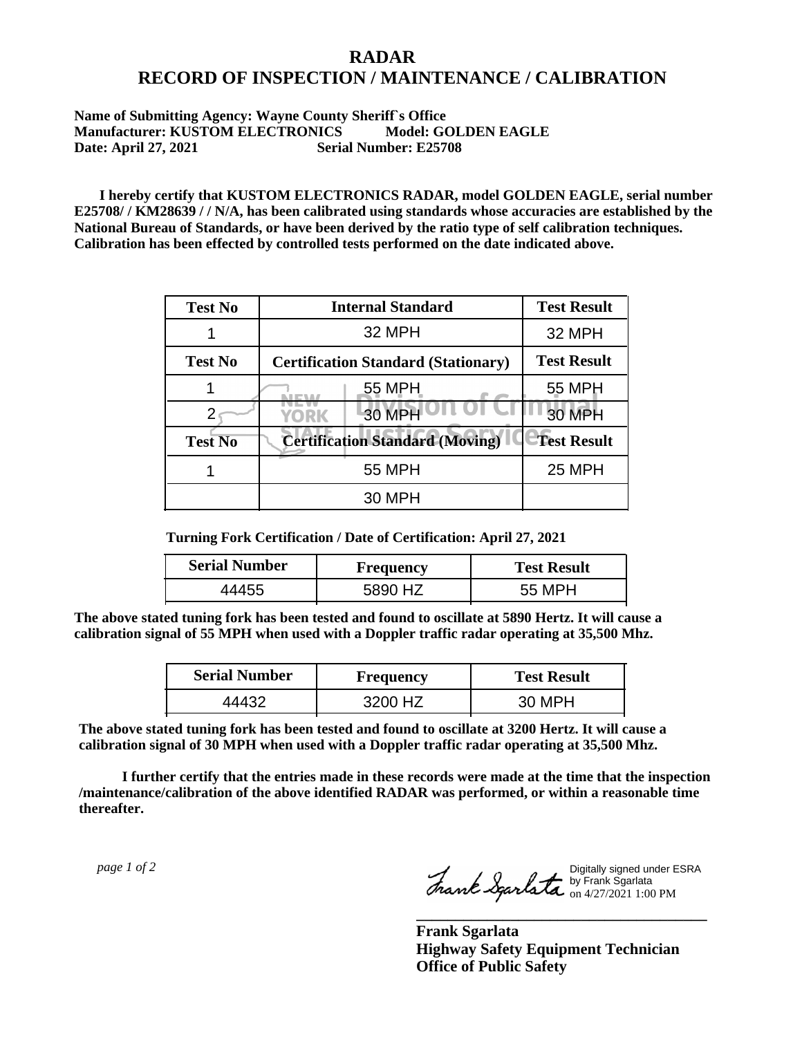# RADAR
# RECORD OF INSPECTION / MAINTENANCE / CALIBRATION

**Name of Submitting Agency: Wayne County Sheriff`s Office**
**Manufacturer: KUSTOM ELECTRONICS Model: GOLDEN EAGLE**
**Date: April 27, 2021 Serial Number: E25708**

**I hereby certify that KUSTOM ELECTRONICS RADAR, model GOLDEN EAGLE, serial number E25708/ / KM28639 / / N/A, has been calibrated using standards whose accuracies are established by the National Bureau of Standards, or have been derived by the ratio type of self calibration techniques. Calibration has been effected by controlled tests performed on the date indicated above.**

| Test No | Internal Standard | Test Result |
|---|---|---|
| 1 | 32 MPH | 32 MPH |
| **Test No** | **Certification Standard (Stationary)** | **Test Result** |
| 1 | 55 MPH | 55 MPH |
| 2 | 30 MPH | 30 MPH |
| **Test No** | **Certification Standard (Moving)** | **Test Result** |
| 1 | 55 MPH | 25 MPH |
| | 30 MPH | |

**Turning Fork Certification / Date of Certification: April 27, 2021**

| Serial Number | Frequency | Test Result |
|---|---|---|
| 44455 | 5890 HZ | 55 MPH |

**The above stated tuning fork has been tested and found to oscillate at 5890 Hertz. It will cause a calibration signal of 55 MPH when used with a Doppler traffic radar operating at 35,500 Mhz.**

| Serial Number | Frequency | Test Result |
|---|---|---|
| 44432 | 3200 HZ | 30 MPH |

**The above stated tuning fork has been tested and found to oscillate at 3200 Hertz. It will cause a calibration signal of 30 MPH when used with a Doppler traffic radar operating at 35,500 Mhz.**

**I further certify that the entries made in these records were made at the time that the inspection /maintenance/calibration of the above identified RADAR was performed, or within a reasonable time thereafter.**

*page 1 of 2*

Digitally signed under ESRA by Frank Sgarlata on 4/27/2021 1:00 PM

**Frank Sgarlata**
**Highway Safety Equipment Technician**
**Office of Public Safety**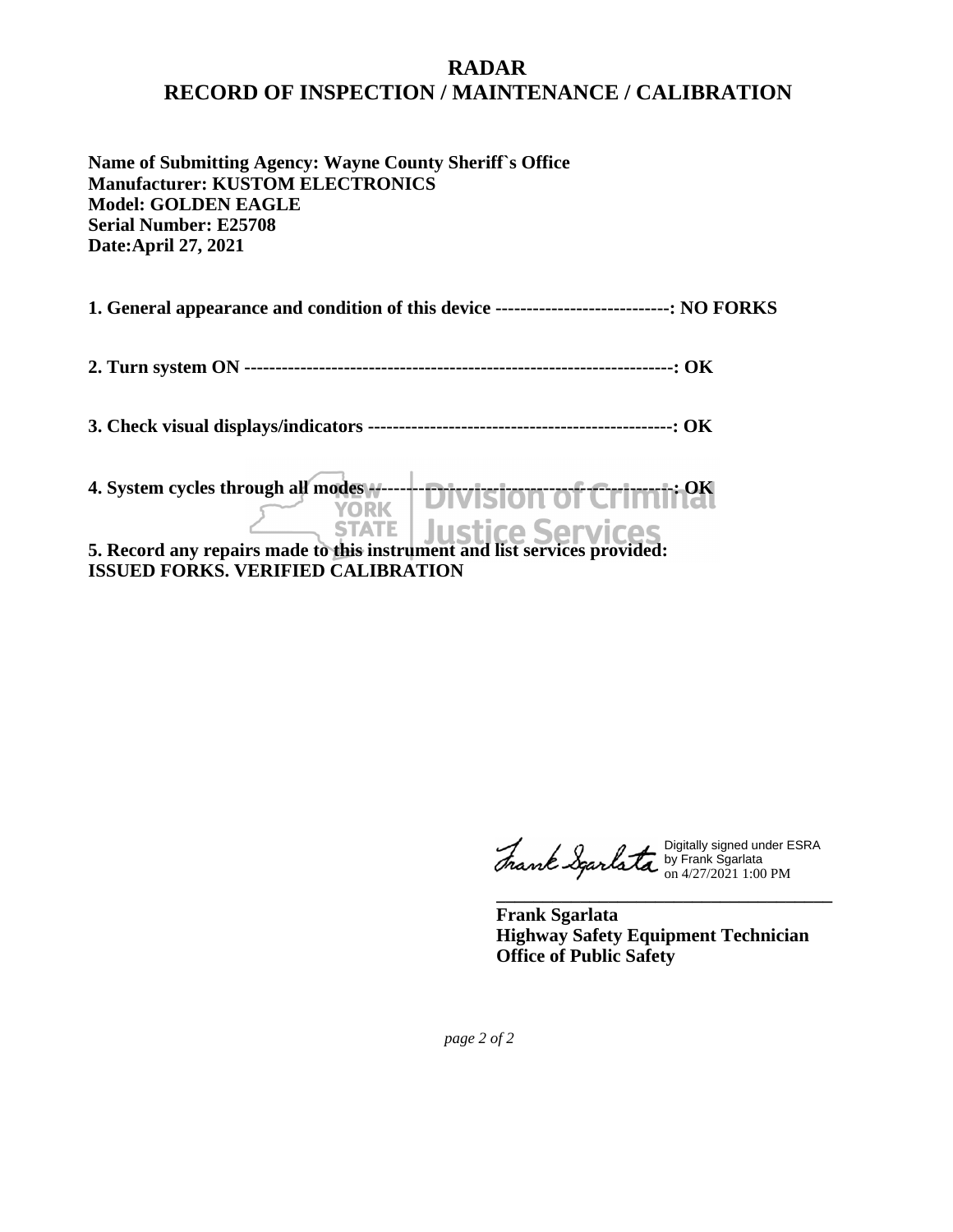# RADAR
# RECORD OF INSPECTION / MAINTENANCE / CALIBRATION

**Name of Submitting Agency: Wayne County Sheriff`s Office**
**Manufacturer: KUSTOM ELECTRONICS**
**Model: GOLDEN EAGLE**
**Serial Number: E25708**
**Date:April 27, 2021**

**1. General appearance and condition of this device ----------------------------: NO FORKS**

**2. Turn system ON -------------------------------------------------------------------: OK**

**3. Check visual displays/indicators -------------------------------------------------: OK**

**4. System cycles through all modes --------------------------------------------------: OK**

**5. Record any repairs made to this instrument and list services provided:**
**ISSUED FORKS. VERIFIED CALIBRATION**

Digitally signed under ESRA by Frank Sgarlata on 4/27/2021 1:00 PM

**Frank Sgarlata**
**Highway Safety Equipment Technician**
**Office of Public Safety**